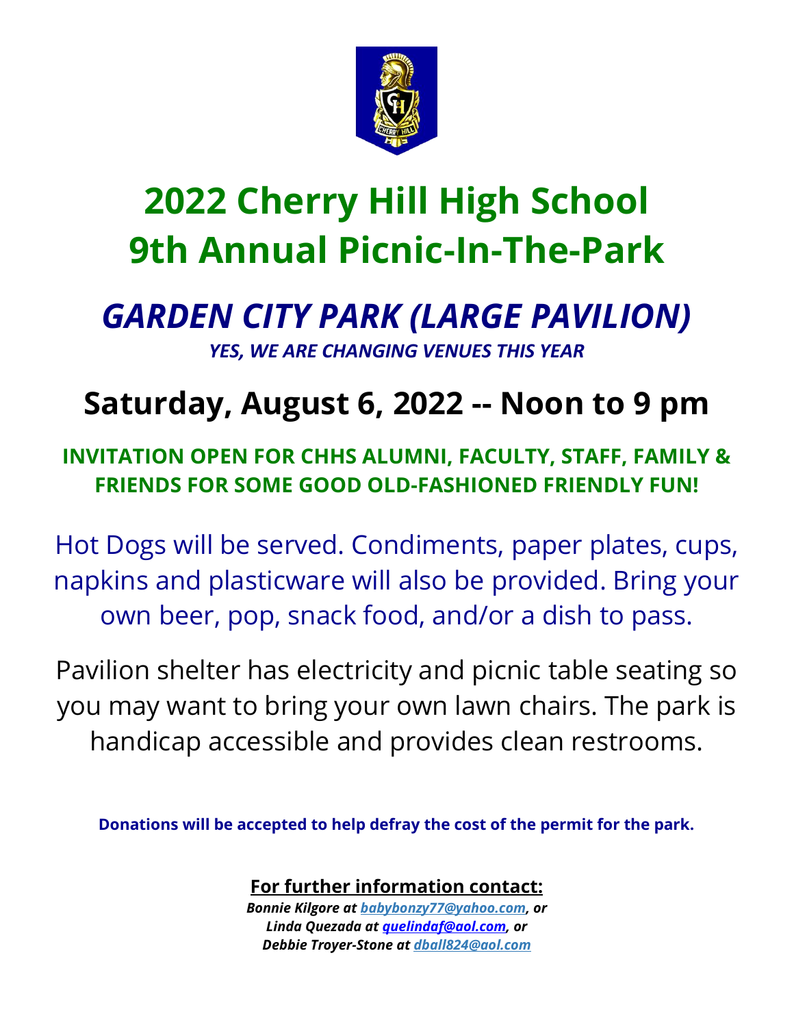# 2022 Cherry Hill High School
# 9th Annual Picnic-In-The-Park

## *GARDEN CITY PARK (LARGE PAVILION)*

***YES, WE ARE CHANGING VENUES THIS YEAR***

## Saturday, August 6, 2022 -- Noon to 9 pm

**INVITATION OPEN FOR CHHS ALUMNI, FACULTY, STAFF, FAMILY & FRIENDS FOR SOME GOOD OLD-FASHIONED FRIENDLY FUN!**

Hot Dogs will be served. Condiments, paper plates, cups, napkins and plasticware will also be provided. Bring your own beer, pop, snack food, and/or a dish to pass.

Pavilion shelter has electricity and picnic table seating so you may want to bring your own lawn chairs. The park is handicap accessible and provides clean restrooms.

**Donations will be accepted to help defray the cost of the permit for the park.**

**For further information contact:**

***Bonnie Kilgore at babybonzy77@yahoo.com, or***
***Linda Quezada at quelindaf@aol.com, or***
***Debbie Troyer-Stone at dball824@aol.com***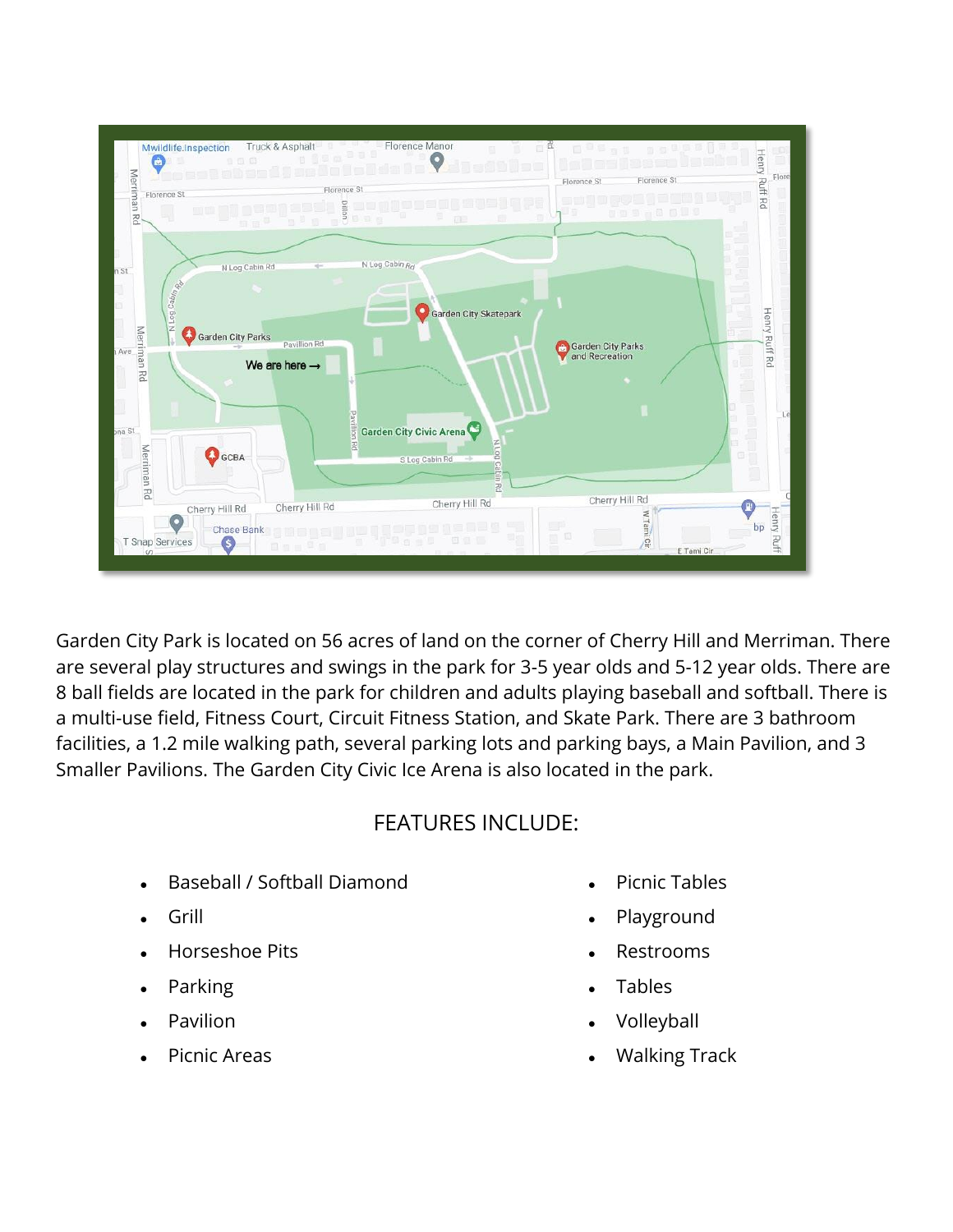Garden City Park is located on 56 acres of land on the corner of Cherry Hill and Merriman. There are several play structures and swings in the park for 3-5 year olds and 5-12 year olds. There are 8 ball fields are located in the park for children and adults playing baseball and softball. There is a multi-use field, Fitness Court, Circuit Fitness Station, and Skate Park. There are 3 bathroom facilities, a 1.2 mile walking path, several parking lots and parking bays, a Main Pavilion, and 3 Smaller Pavilions. The Garden City Civic Ice Arena is also located in the park.

## FEATURES INCLUDE:

- Baseball / Softball Diamond
- Grill
- Horseshoe Pits
- Parking
- Pavilion
- Picnic Areas
- Picnic Tables
- Playground
- Restrooms
- Tables
- Volleyball
- Walking Track